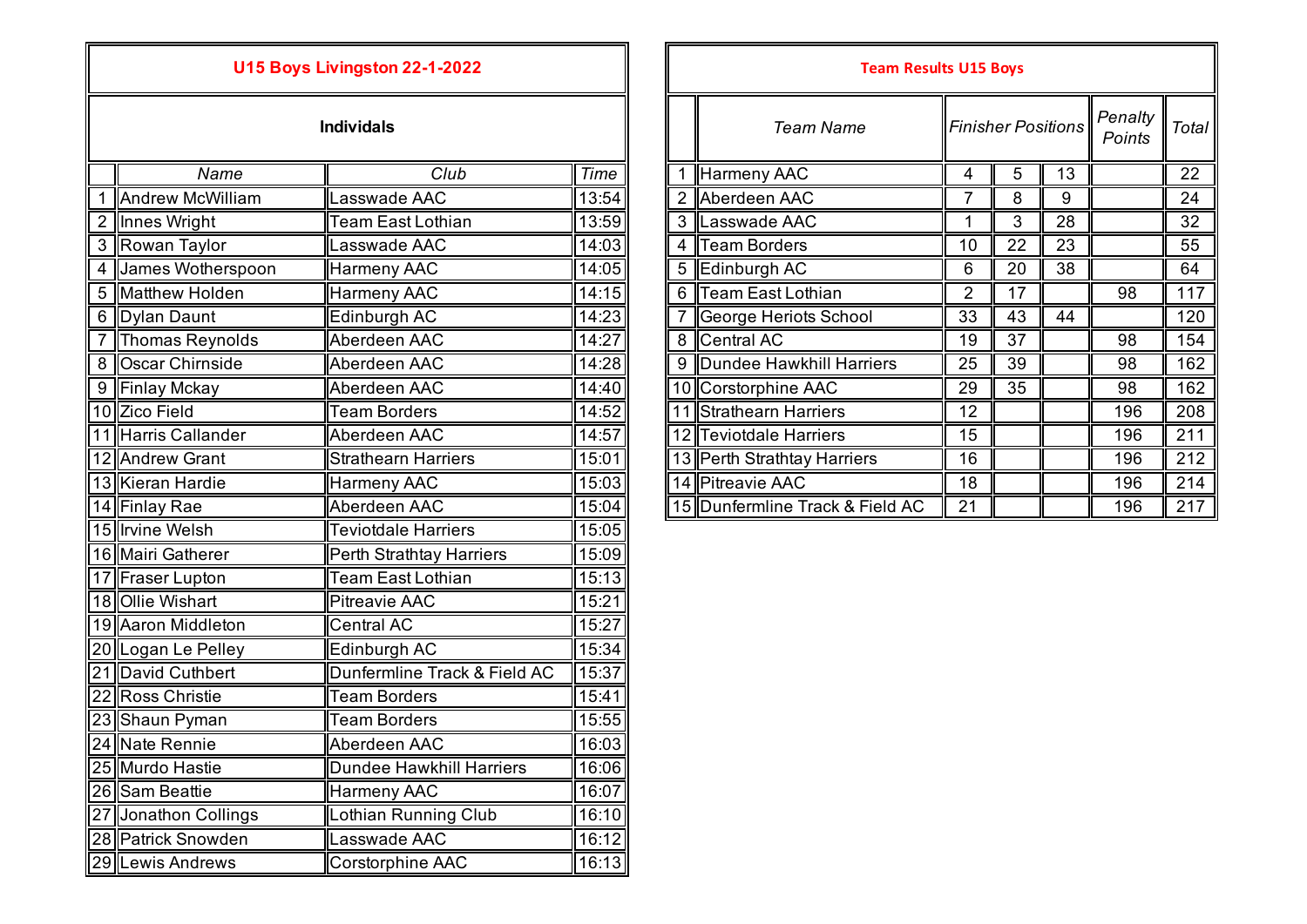## U15 Boys Livingston 22-1-2022

### Individals

| | Name | Club | Time |
|---|---|---|---|
| 1 | Andrew McWilliam | Lasswade AAC | 13:54 |
| 2 | Innes Wright | Team East Lothian | 13:59 |
| 3 | Rowan Taylor | Lasswade AAC | 14:03 |
| 4 | James Wotherspoon | Harmeny AAC | 14:05 |
| 5 | Matthew Holden | Harmeny AAC | 14:15 |
| 6 | Dylan Daunt | Edinburgh AC | 14:23 |
| 7 | Thomas Reynolds | Aberdeen AAC | 14:27 |
| 8 | Oscar Chirnside | Aberdeen AAC | 14:28 |
| 9 | Finlay Mckay | Aberdeen AAC | 14:40 |
| 10 | Zico Field | Team Borders | 14:52 |
| 11 | Harris Callander | Aberdeen AAC | 14:57 |
| 12 | Andrew Grant | Strathearn Harriers | 15:01 |
| 13 | Kieran Hardie | Harmeny AAC | 15:03 |
| 14 | Finlay Rae | Aberdeen AAC | 15:04 |
| 15 | Irvine Welsh | Teviotdale Harriers | 15:05 |
| 16 | Mairi Gatherer | Perth Strathtay Harriers | 15:09 |
| 17 | Fraser Lupton | Team East Lothian | 15:13 |
| 18 | Ollie Wishart | Pitreavie AAC | 15:21 |
| 19 | Aaron Middleton | Central AC | 15:27 |
| 20 | Logan Le Pelley | Edinburgh AC | 15:34 |
| 21 | David Cuthbert | Dunfermline Track & Field AC | 15:37 |
| 22 | Ross Christie | Team Borders | 15:41 |
| 23 | Shaun Pyman | Team Borders | 15:55 |
| 24 | Nate Rennie | Aberdeen AAC | 16:03 |
| 25 | Murdo Hastie | Dundee Hawkhill Harriers | 16:06 |
| 26 | Sam Beattie | Harmeny AAC | 16:07 |
| 27 | Jonathon Collings | Lothian Running Club | 16:10 |
| 28 | Patrick Snowden | Lasswade AAC | 16:12 |
| 29 | Lewis Andrews | Corstorphine AAC | 16:13 |

## Team Results U15 Boys

| | Team Name | Finisher Positions | | | Penalty Points | Total |
|---|---|---|---|---|---|---|
| 1 | Harmeny AAC | 4 | 5 | 13 | | 22 |
| 2 | Aberdeen AAC | 7 | 8 | 9 | | 24 |
| 3 | Lasswade AAC | 1 | 3 | 28 | | 32 |
| 4 | Team Borders | 10 | 22 | 23 | | 55 |
| 5 | Edinburgh AC | 6 | 20 | 38 | | 64 |
| 6 | Team East Lothian | 2 | 17 | | 98 | 117 |
| 7 | George Heriots School | 33 | 43 | 44 | | 120 |
| 8 | Central AC | 19 | 37 | | 98 | 154 |
| 9 | Dundee Hawkhill Harriers | 25 | 39 | | 98 | 162 |
| 10 | Corstorphine AAC | 29 | 35 | | 98 | 162 |
| 11 | Strathearn Harriers | 12 | | | 196 | 208 |
| 12 | Teviotdale Harriers | 15 | | | 196 | 211 |
| 13 | Perth Strathtay Harriers | 16 | | | 196 | 212 |
| 14 | Pitreavie AAC | 18 | | | 196 | 214 |
| 15 | Dunfermline Track & Field AC | 21 | | | 196 | 217 |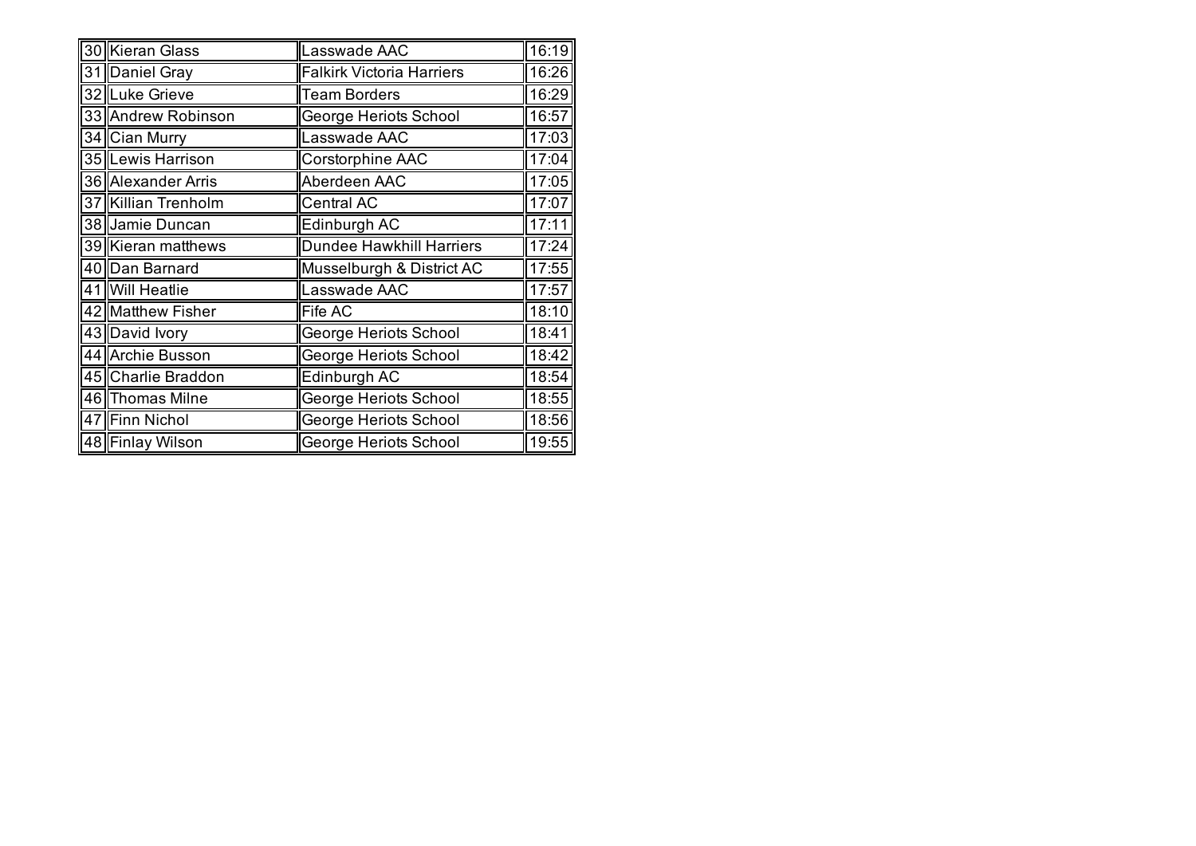| | | | |
|---|---|---|---|
| 30 | Kieran Glass | Lasswade AAC | 16:19 |
| 31 | Daniel Gray | Falkirk Victoria Harriers | 16:26 |
| 32 | Luke Grieve | Team Borders | 16:29 |
| 33 | Andrew Robinson | George Heriots School | 16:57 |
| 34 | Cian Murry | Lasswade AAC | 17:03 |
| 35 | Lewis Harrison | Corstorphine AAC | 17:04 |
| 36 | Alexander Arris | Aberdeen AAC | 17:05 |
| 37 | Killian Trenholm | Central AC | 17:07 |
| 38 | Jamie Duncan | Edinburgh AC | 17:11 |
| 39 | Kieran matthews | Dundee Hawkhill Harriers | 17:24 |
| 40 | Dan Barnard | Musselburgh & District AC | 17:55 |
| 41 | Will Heatlie | Lasswade AAC | 17:57 |
| 42 | Matthew Fisher | Fife AC | 18:10 |
| 43 | David Ivory | George Heriots School | 18:41 |
| 44 | Archie Busson | George Heriots School | 18:42 |
| 45 | Charlie Braddon | Edinburgh AC | 18:54 |
| 46 | Thomas Milne | George Heriots School | 18:55 |
| 47 | Finn Nichol | George Heriots School | 18:56 |
| 48 | Finlay Wilson | George Heriots School | 19:55 |